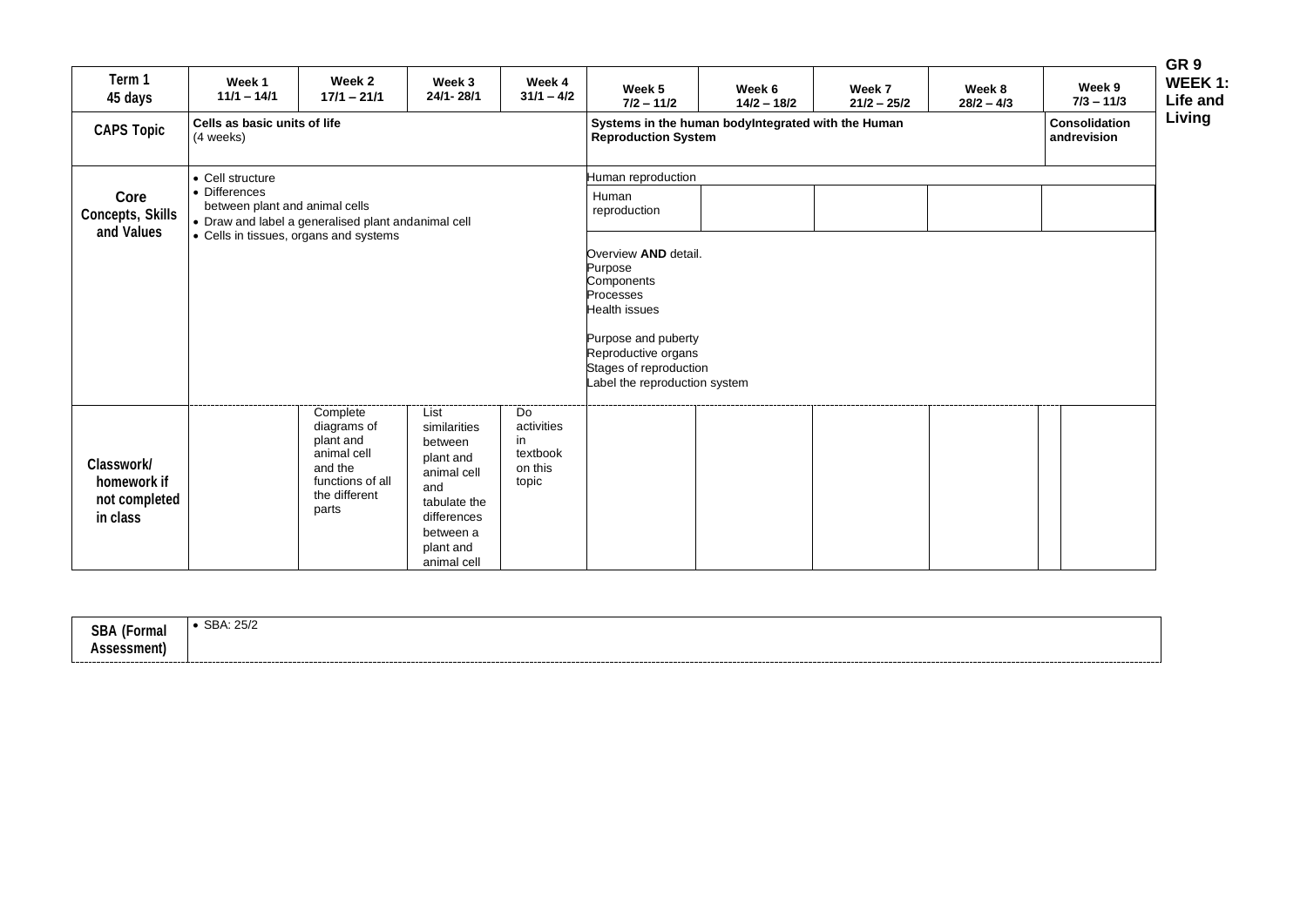**GR 9 WEEK 1: Life and Living**

| Term 1 45 days | Week 1 11/1 – 14/1 | Week 2 17/1 – 21/1 | Week 3 24/1- 28/1 | Week 4 31/1 – 4/2 | Week 5 7/2 – 11/2 | Week 6 14/2 – 18/2 | Week 7 21/2 – 25/2 | Week 8 28/2 – 4/3 | Week 9 7/3 – 11/3 |
|---|---|---|---|---|---|---|---|---|---|
| **CAPS Topic** | **Cells as basic units of life** (4 weeks) | | | | **Systems in the human bodyIntegrated with the Human Reproduction System** | | | | **Consolidation andrevision** |
| **Core Concepts, Skills and Values** | • Cell structure<br>• Differences between plant and animal cells<br>• Draw and label a generalised plant andanimal cell<br>• Cells in tissues, organs and systems | | | | Human reproduction<br>Human reproduction<br>Overview **AND** detail.<br>Purpose<br>Components<br>Processes<br>Health issues<br>Purpose and puberty<br>Reproductive organs<br>Stages of reproduction<br>Label the reproduction system | | | | |
| **Classwork/ homework if not completed in class** | | Complete diagrams of plant and animal cell and the functions of all the different parts | List similarities between plant and animal cell and tabulate the differences between a plant and animal cell | Do activities in textbook on this topic | | | | | |

| **SBA (Formal Assessment)** | • SBA: 25/2 |
|---|---|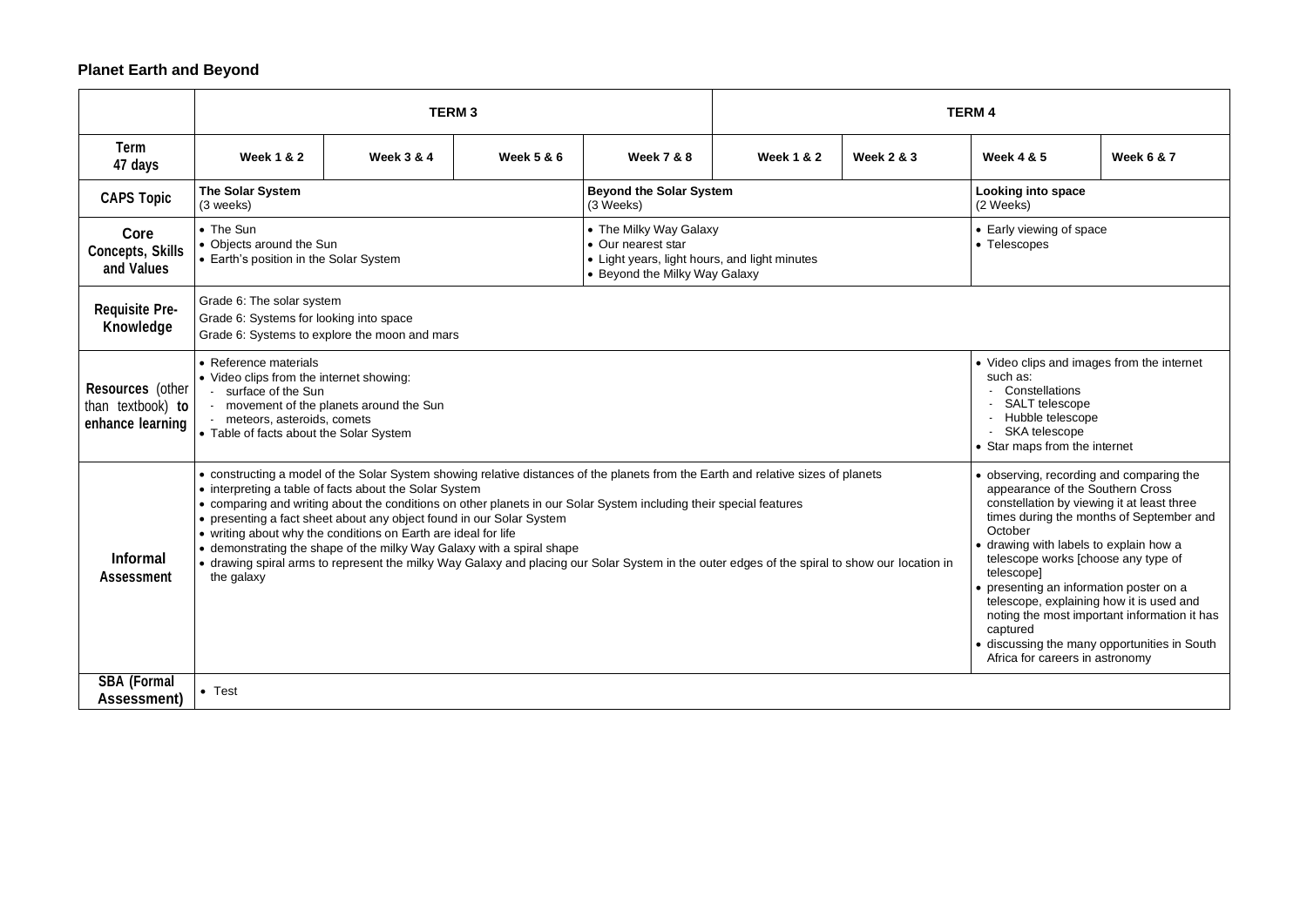**Planet Earth and Beyond**

| | TERM 3 | | | | TERM 4 | | | |
|---|---|---|---|---|---|---|---|---|
| **Term 47 days** | **Week 1 & 2** | **Week 3 & 4** | **Week 5 & 6** | **Week 7 & 8** | **Week 1 & 2** | **Week 2 & 3** | **Week 4 & 5** | **Week 6 & 7** |
| **CAPS Topic** | **The Solar System** (3 weeks) | | | **Beyond the Solar System** (3 Weeks) | | | **Looking into space** (2 Weeks) | |
| **Core Concepts, Skills and Values** | • The Sun<br>• Objects around the Sun<br>• Earth's position in the Solar System | | | • The Milky Way Galaxy<br>• Our nearest star<br>• Light years, light hours, and light minutes<br>• Beyond the Milky Way Galaxy | | | • Early viewing of space<br>• Telescopes | |
| **Requisite Pre-Knowledge** | Grade 6: The solar system<br>Grade 6: Systems for looking into space<br>Grade 6: Systems to explore the moon and mars | | | | | | | |
| **Resources (other than textbook) to enhance learning** | • Reference materials<br>• Video clips from the internet showing:<br>- surface of the Sun<br>- movement of the planets around the Sun<br>- meteors, asteroids, comets<br>• Table of facts about the Solar System | | | | | | • Video clips and images from the internet such as:<br>- Constellations<br>- SALT telescope<br>- Hubble telescope<br>- SKA telescope<br>• Star maps from the internet | |
| **Informal Assessment** | • constructing a model of the Solar System showing relative distances of the planets from the Earth and relative sizes of planets<br>• interpreting a table of facts about the Solar System<br>• comparing and writing about the conditions on other planets in our Solar System including their special features<br>• presenting a fact sheet about any object found in our Solar System<br>• writing about why the conditions on Earth are ideal for life<br>• demonstrating the shape of the milky Way Galaxy with a spiral shape<br>• drawing spiral arms to represent the milky Way Galaxy and placing our Solar System in the outer edges of the spiral to show our location in the galaxy | | | | | | • observing, recording and comparing the appearance of the Southern Cross constellation by viewing it at least three times during the months of September and October<br>• drawing with labels to explain how a telescope works [choose any type of telescope]<br>• presenting an information poster on a telescope, explaining how it is used and noting the most important information it has captured<br>• discussing the many opportunities in South Africa for careers in astronomy | |
| **SBA (Formal Assessment)** | • Test | | | | | | | |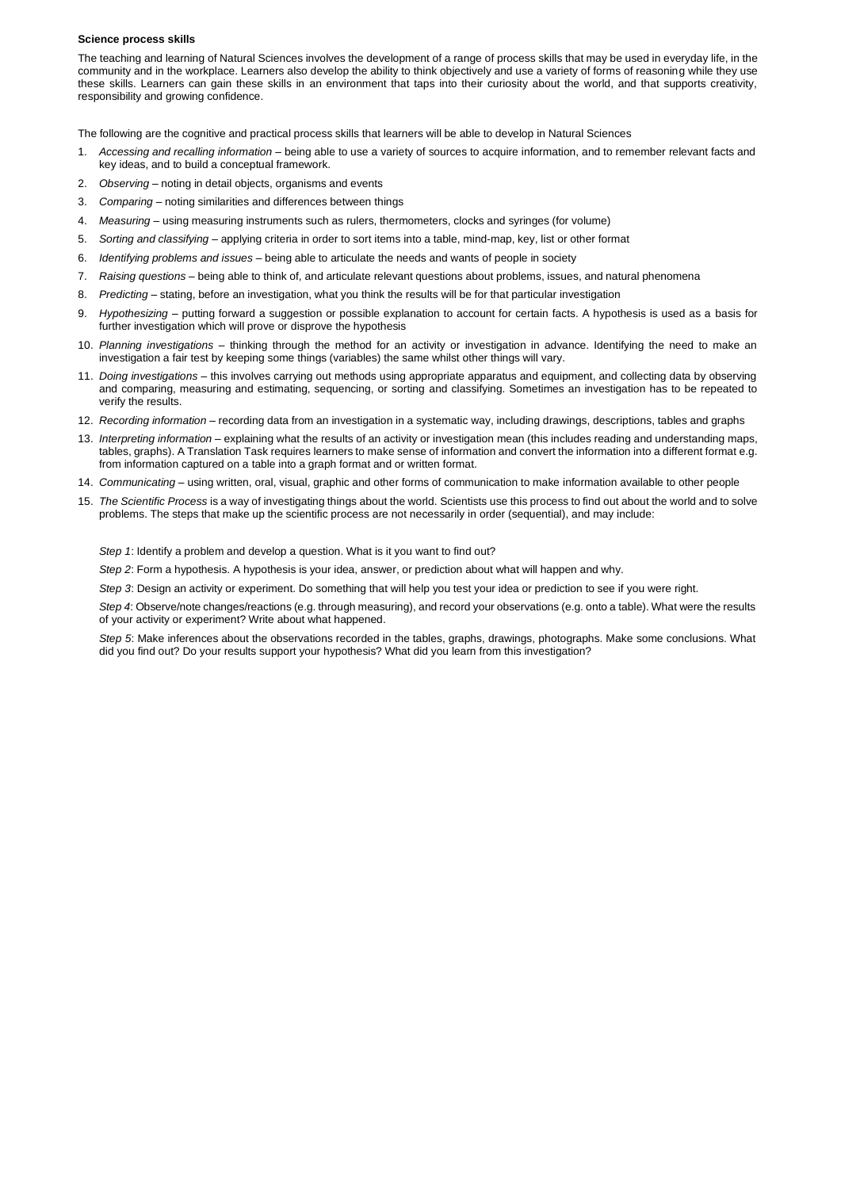**Science process skills**

The teaching and learning of Natural Sciences involves the development of a range of process skills that may be used in everyday life, in the community and in the workplace. Learners also develop the ability to think objectively and use a variety of forms of reasoning while they use these skills. Learners can gain these skills in an environment that taps into their curiosity about the world, and that supports creativity, responsibility and growing confidence.

The following are the cognitive and practical process skills that learners will be able to develop in Natural Sciences

1. *Accessing and recalling information* – being able to use a variety of sources to acquire information, and to remember relevant facts and key ideas, and to build a conceptual framework.
2. *Observing* – noting in detail objects, organisms and events
3. *Comparing* – noting similarities and differences between things
4. *Measuring* – using measuring instruments such as rulers, thermometers, clocks and syringes (for volume)
5. *Sorting and classifying* – applying criteria in order to sort items into a table, mind-map, key, list or other format
6. *Identifying problems and issues* – being able to articulate the needs and wants of people in society
7. *Raising questions* – being able to think of, and articulate relevant questions about problems, issues, and natural phenomena
8. *Predicting* – stating, before an investigation, what you think the results will be for that particular investigation
9. *Hypothesizing* – putting forward a suggestion or possible explanation to account for certain facts. A hypothesis is used as a basis for further investigation which will prove or disprove the hypothesis
10. *Planning investigations* – thinking through the method for an activity or investigation in advance. Identifying the need to make an investigation a fair test by keeping some things (variables) the same whilst other things will vary.
11. *Doing investigations* – this involves carrying out methods using appropriate apparatus and equipment, and collecting data by observing and comparing, measuring and estimating, sequencing, or sorting and classifying. Sometimes an investigation has to be repeated to verify the results.
12. *Recording information* – recording data from an investigation in a systematic way, including drawings, descriptions, tables and graphs
13. *Interpreting information* – explaining what the results of an activity or investigation mean (this includes reading and understanding maps, tables, graphs). A Translation Task requires learners to make sense of information and convert the information into a different format e.g. from information captured on a table into a graph format and or written format.
14. *Communicating* – using written, oral, visual, graphic and other forms of communication to make information available to other people
15. *The Scientific Process* is a way of investigating things about the world. Scientists use this process to find out about the world and to solve problems. The steps that make up the scientific process are not necessarily in order (sequential), and may include:

   *Step 1*: Identify a problem and develop a question. What is it you want to find out?

   *Step 2*: Form a hypothesis. A hypothesis is your idea, answer, or prediction about what will happen and why.

   *Step 3*: Design an activity or experiment. Do something that will help you test your idea or prediction to see if you were right.

   *Step 4*: Observe/note changes/reactions (e.g. through measuring), and record your observations (e.g. onto a table). What were the results of your activity or experiment? Write about what happened.

   *Step 5*: Make inferences about the observations recorded in the tables, graphs, drawings, photographs. Make some conclusions. What did you find out? Do your results support your hypothesis? What did you learn from this investigation?